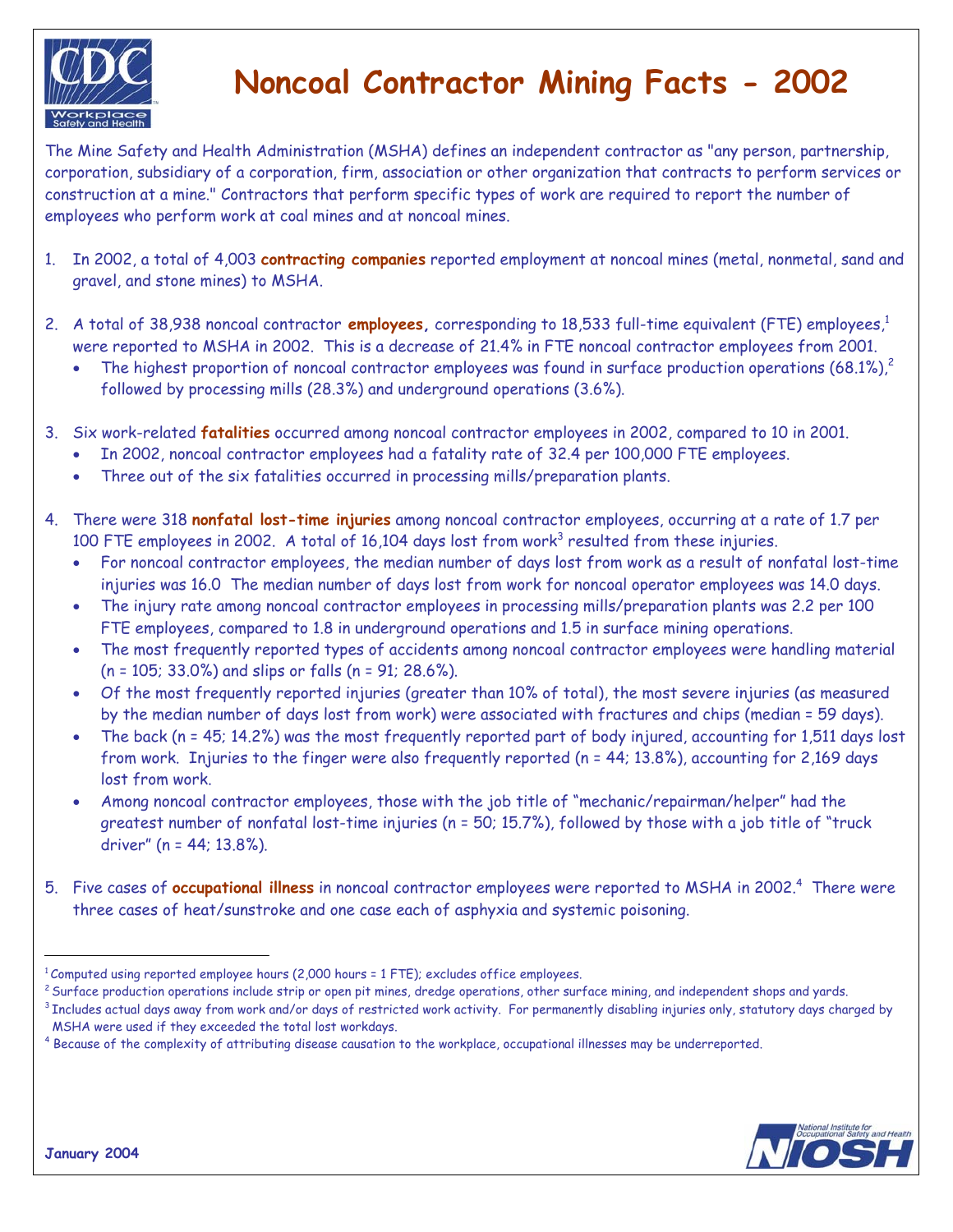# Noncoal Contractor Mining Facts - 2002

The Mine Safety and Health Administration (MSHA) defines an independent contractor as "any person, partnership, corporation, subsidiary of a corporation, firm, association or other organization that contracts to perform services or construction at a mine." Contractors that perform specific types of work are required to report the number of employees who perform work at coal mines and at noncoal mines.

1. In 2002, a total of 4,003 **contracting companies** reported employment at noncoal mines (metal, nonmetal, sand and gravel, and stone mines) to MSHA.

2. A total of 38,938 noncoal contractor **employees**, corresponding to 18,533 full-time equivalent (FTE) employees,[1] were reported to MSHA in 2002. This is a decrease of 21.4% in FTE noncoal contractor employees from 2001.
   - The highest proportion of noncoal contractor employees was found in surface production operations (68.1%),[2] followed by processing mills (28.3%) and underground operations (3.6%).

3. Six work-related **fatalities** occurred among noncoal contractor employees in 2002, compared to 10 in 2001.
   - In 2002, noncoal contractor employees had a fatality rate of 32.4 per 100,000 FTE employees.
   - Three out of the six fatalities occurred in processing mills/preparation plants.

4. There were 318 **nonfatal lost-time injuries** among noncoal contractor employees, occurring at a rate of 1.7 per 100 FTE employees in 2002. A total of 16,104 days lost from work[3] resulted from these injuries.
   - For noncoal contractor employees, the median number of days lost from work as a result of nonfatal lost-time injuries was 16.0 The median number of days lost from work for noncoal operator employees was 14.0 days.
   - The injury rate among noncoal contractor employees in processing mills/preparation plants was 2.2 per 100 FTE employees, compared to 1.8 in underground operations and 1.5 in surface mining operations.
   - The most frequently reported types of accidents among noncoal contractor employees were handling material (n = 105; 33.0%) and slips or falls (n = 91; 28.6%).
   - Of the most frequently reported injuries (greater than 10% of total), the most severe injuries (as measured by the median number of days lost from work) were associated with fractures and chips (median = 59 days).
   - The back (n = 45; 14.2%) was the most frequently reported part of body injured, accounting for 1,511 days lost from work. Injuries to the finger were also frequently reported (n = 44; 13.8%), accounting for 2,169 days lost from work.
   - Among noncoal contractor employees, those with the job title of "mechanic/repairman/helper" had the greatest number of nonfatal lost-time injuries (n = 50; 15.7%), followed by those with a job title of "truck driver" (n = 44; 13.8%).

5. Five cases of **occupational illness** in noncoal contractor employees were reported to MSHA in 2002.[4] There were three cases of heat/sunstroke and one case each of asphyxia and systemic poisoning.

---

[1] Computed using reported employee hours (2,000 hours = 1 FTE); excludes office employees.

[2] Surface production operations include strip or open pit mines, dredge operations, other surface mining, and independent shops and yards.

[3] Includes actual days away from work and/or days of restricted work activity. For permanently disabling injuries only, statutory days charged by MSHA were used if they exceeded the total lost workdays.

[4] Because of the complexity of attributing disease causation to the workplace, occupational illnesses may be underreported.

January 2004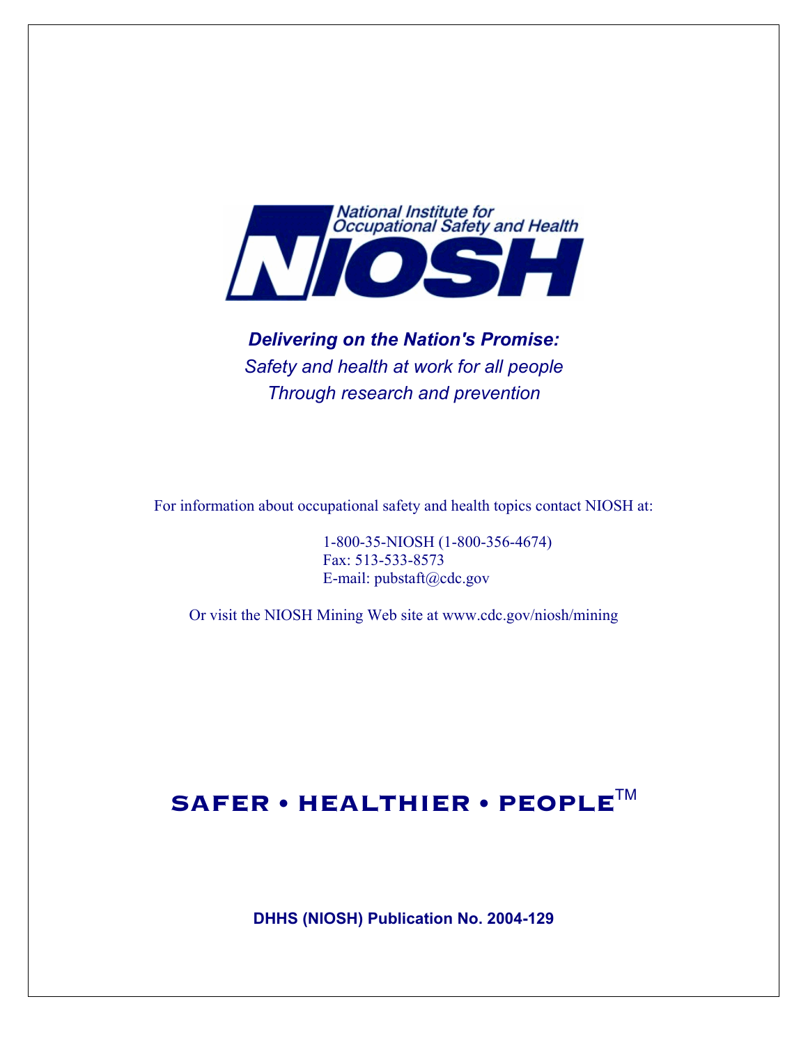National Institute for Occupational Safety and Health

**NIOSH**

***Delivering on the Nation's Promise:***

*Safety and health at work for all people*

*Through research and prevention*

For information about occupational safety and health topics contact NIOSH at:

1-800-35-NIOSH (1-800-356-4674)
Fax: 513-533-8573
E-mail: pubstaft@cdc.gov

Or visit the NIOSH Mining Web site at www.cdc.gov/niosh/mining

**SAFER • HEALTHIER • PEOPLE™**

**DHHS (NIOSH) Publication No. 2004-129**